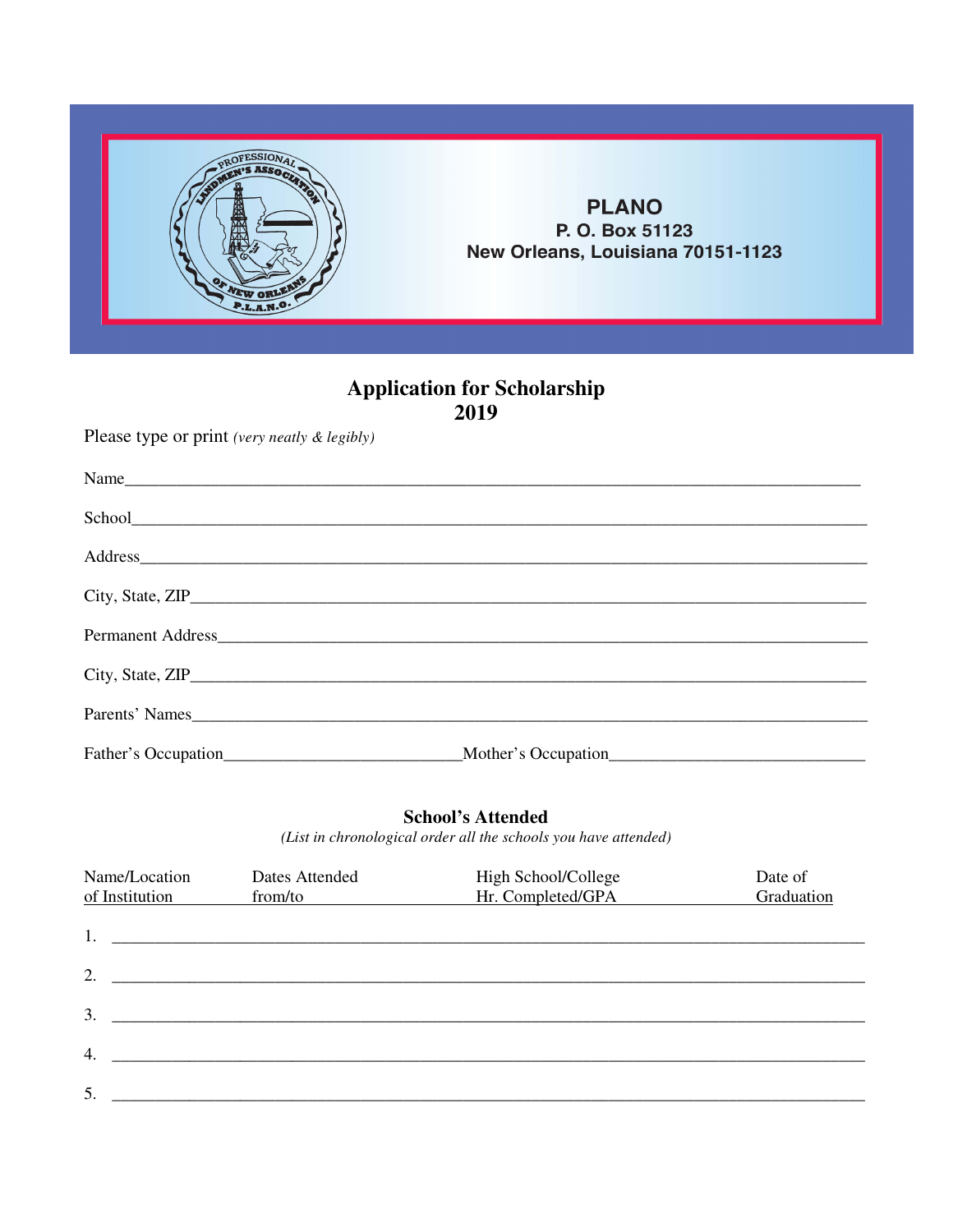**PLANO**
**P. O. Box 51123**
**New Orleans, Louisiana 70151-1123**

# Application for Scholarship
## 2019

Please type or print *(very neatly & legibly)*

Name_______________________________________________________________________________

School______________________________________________________________________________

Address_____________________________________________________________________________

City, State, ZIP______________________________________________________________________

Permanent Address____________________________________________________________________

City, State, ZIP______________________________________________________________________

Parents' Names_______________________________________________________________________

Father's Occupation___________________________Mother's Occupation_____________________________

### School's Attended

*(List in chronological order all the schools you have attended)*

| Name/Location of Institution | Dates Attended from/to | High School/College Hr. Completed/GPA | Date of Graduation |
|---|---|---|---|
| 1. | | | |
| 2. | | | |
| 3. | | | |
| 4. | | | |
| 5. | | | |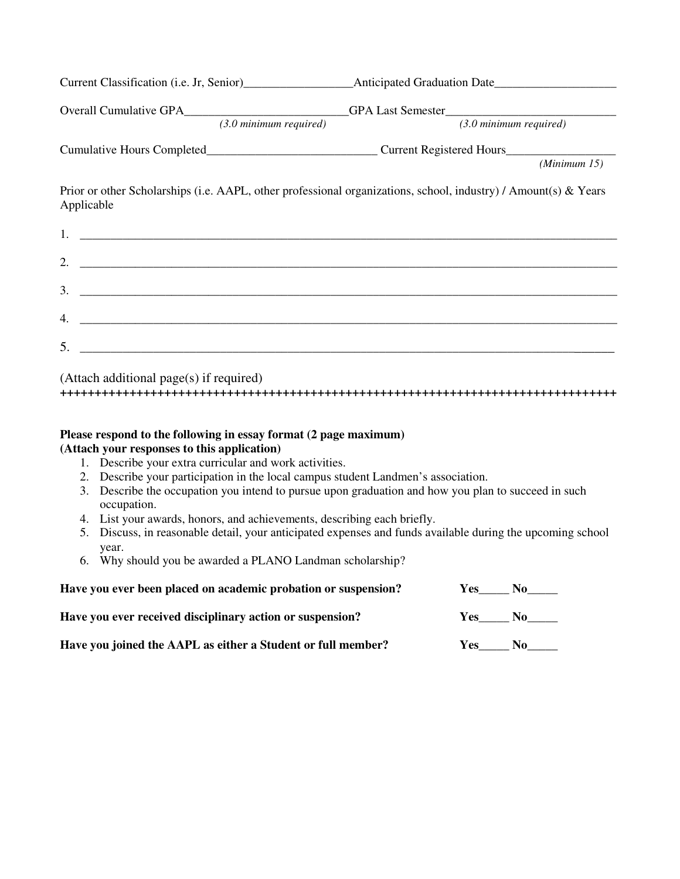Current Classification (i.e. Jr, Senior)__________________Anticipated Graduation Date____________________

Overall Cumulative GPA___________________________GPA Last Semester___________________________
*(3.0 minimum required)* *(3.0 minimum required)*

Cumulative Hours Completed____________________________ Current Registered Hours__________________
*(Minimum 15)*

Prior or other Scholarships (i.e. AAPL, other professional organizations, school, industry) / Amount(s) & Years Applicable

1. ____________________________________________________________________________________

2. ____________________________________________________________________________________

3. ____________________________________________________________________________________

4. ____________________________________________________________________________________

5. ____________________________________________________________________________________

(Attach additional page(s) if required)

++++++++++++++++++++++++++++++++++++++++++++++++++++++++++++++++++++++++++++++++++

**Please respond to the following in essay format (2 page maximum)**
**(Attach your responses to this application)**

1. Describe your extra curricular and work activities.
2. Describe your participation in the local campus student Landmen's association.
3. Describe the occupation you intend to pursue upon graduation and how you plan to succeed in such occupation.
4. List your awards, honors, and achievements, describing each briefly.
5. Discuss, in reasonable detail, your anticipated expenses and funds available during the upcoming school year.
6. Why should you be awarded a PLANO Landman scholarship?

**Have you ever been placed on academic probation or suspension?** **Yes_____ No_____**

**Have you ever received disciplinary action or suspension?** **Yes_____ No_____**

**Have you joined the AAPL as either a Student or full member?** **Yes_____ No_____**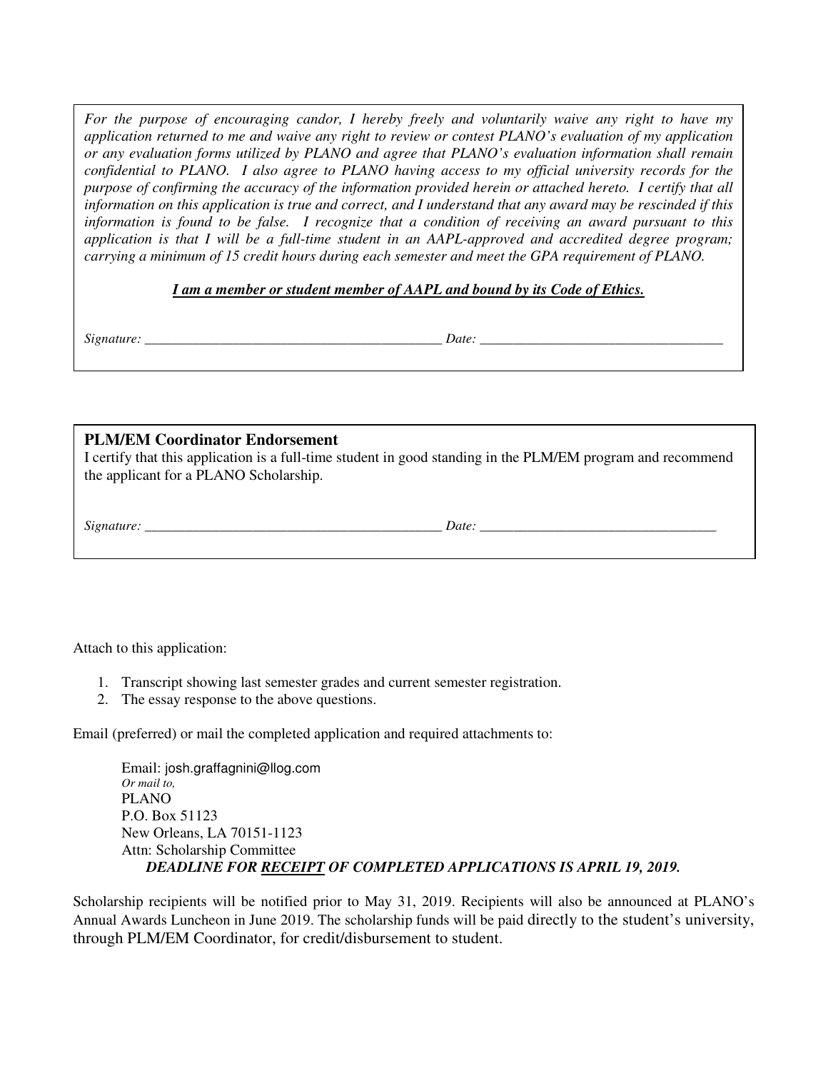*For the purpose of encouraging candor, I hereby freely and voluntarily waive any right to have my application returned to me and waive any right to review or contest PLANO's evaluation of my application or any evaluation forms utilized by PLANO and agree that PLANO's evaluation information shall remain confidential to PLANO. I also agree to PLANO having access to my official university records for the purpose of confirming the accuracy of the information provided herein or attached hereto. I certify that all information on this application is true and correct, and I understand that any award may be rescinded if this information is found to be false. I recognize that a condition of receiving an award pursuant to this application is that I will be a full-time student in an AAPL-approved and accredited degree program; carrying a minimum of 15 credit hours during each semester and meet the GPA requirement of PLANO.*

***<u>I am a member or student member of AAPL and bound by its Code of Ethics.</u>***

*Signature:* ____________________________________________ *Date:* ____________________________________

**PLM/EM Coordinator Endorsement**

I certify that this application is a full-time student in good standing in the PLM/EM program and recommend the applicant for a PLANO Scholarship.

*Signature:* ____________________________________________ *Date:* ____________________________________

Attach to this application:

1. Transcript showing last semester grades and current semester registration.
2. The essay response to the above questions.

Email (preferred) or mail the completed application and required attachments to:

Email: josh.graffagnini@llog.com
*Or mail to,*
PLANO
P.O. Box 51123
New Orleans, LA 70151-1123
Attn: Scholarship Committee

***DEADLINE FOR <u>RECEIPT</u> OF COMPLETED APPLICATIONS IS APRIL 19, 2019.***

Scholarship recipients will be notified prior to May 31, 2019. Recipients will also be announced at PLANO's Annual Awards Luncheon in June 2019. The scholarship funds will be paid directly to the student's university, through PLM/EM Coordinator, for credit/disbursement to student.